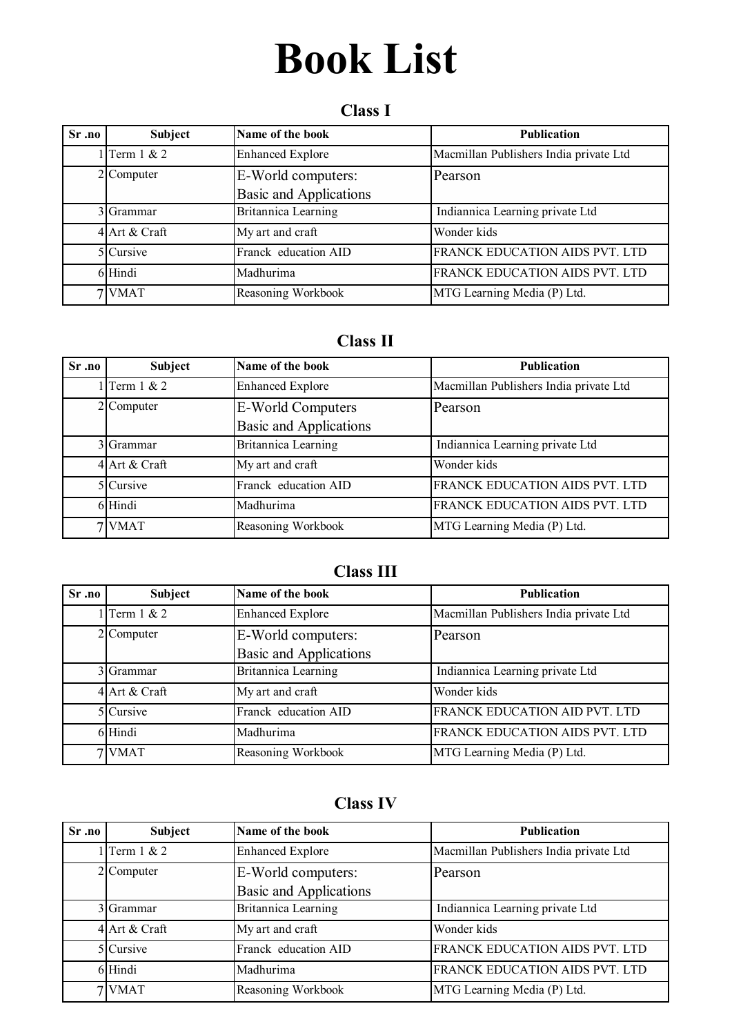# Book List

## Class I

| Sr .no | Subject | Name of the book | Publication |
|---|---|---|---|
| 1 | Term 1 & 2 | Enhanced Explore | Macmillan Publishers India private Ltd |
| 2 | Computer | E-World computers: Basic and Applications | Pearson |
| 3 | Grammar | Britannica Learning | Indiannica Learning private Ltd |
| 4 | Art & Craft | My art and craft | Wonder kids |
| 5 | Cursive | Franck education AID | FRANCK EDUCATION AIDS PVT. LTD |
| 6 | Hindi | Madhurima | FRANCK EDUCATION AIDS PVT. LTD |
| 7 | VMAT | Reasoning Workbook | MTG Learning Media (P) Ltd. |

## Class II

| Sr .no | Subject | Name of the book | Publication |
|---|---|---|---|
| 1 | Term 1 & 2 | Enhanced Explore | Macmillan Publishers India private Ltd |
| 2 | Computer | E-World Computers Basic and Applications | Pearson |
| 3 | Grammar | Britannica Learning | Indiannica Learning private Ltd |
| 4 | Art & Craft | My art and craft | Wonder kids |
| 5 | Cursive | Franck education AID | FRANCK EDUCATION AIDS PVT. LTD |
| 6 | Hindi | Madhurima | FRANCK EDUCATION AIDS PVT. LTD |
| 7 | VMAT | Reasoning Workbook | MTG Learning Media (P) Ltd. |

## Class III

| Sr .no | Subject | Name of the book | Publication |
|---|---|---|---|
| 1 | Term 1 & 2 | Enhanced Explore | Macmillan Publishers India private Ltd |
| 2 | Computer | E-World computers: Basic and Applications | Pearson |
| 3 | Grammar | Britannica Learning | Indiannica Learning private Ltd |
| 4 | Art & Craft | My art and craft | Wonder kids |
| 5 | Cursive | Franck education AID | FRANCK EDUCATION AID PVT. LTD |
| 6 | Hindi | Madhurima | FRANCK EDUCATION AIDS PVT. LTD |
| 7 | VMAT | Reasoning Workbook | MTG Learning Media (P) Ltd. |

## Class IV

| Sr .no | Subject | Name of the book | Publication |
|---|---|---|---|
| 1 | Term 1 & 2 | Enhanced Explore | Macmillan Publishers India private Ltd |
| 2 | Computer | E-World computers: Basic and Applications | Pearson |
| 3 | Grammar | Britannica Learning | Indiannica Learning private Ltd |
| 4 | Art & Craft | My art and craft | Wonder kids |
| 5 | Cursive | Franck education AID | FRANCK EDUCATION AIDS PVT. LTD |
| 6 | Hindi | Madhurima | FRANCK EDUCATION AIDS PVT. LTD |
| 7 | VMAT | Reasoning Workbook | MTG Learning Media (P) Ltd. |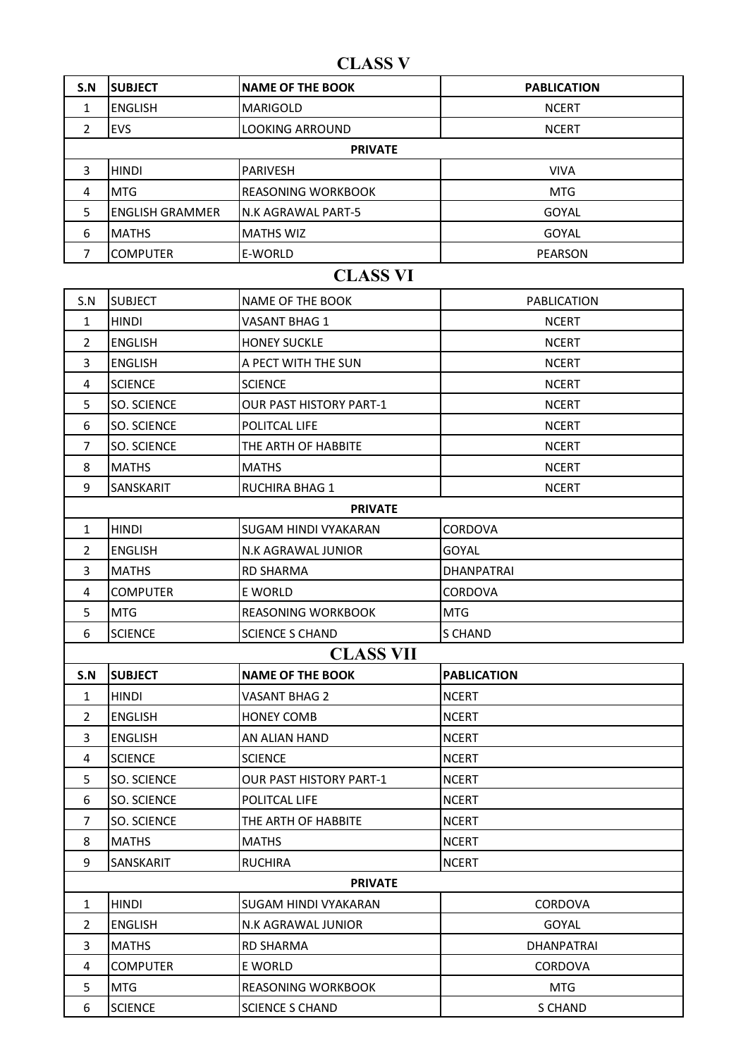## CLASS V

| S.N | SUBJECT | NAME OF THE BOOK | PABLICATION |
|---|---|---|---|
| 1 | ENGLISH | MARIGOLD | NCERT |
| 2 | EVS | LOOKING ARROUND | NCERT |
| | | **PRIVATE** | |
| 3 | HINDI | PARIVESH | VIVA |
| 4 | MTG | REASONING WORKBOOK | MTG |
| 5 | ENGLISH GRAMMER | N.K AGRAWAL PART-5 | GOYAL |
| 6 | MATHS | MATHS WIZ | GOYAL |
| 7 | COMPUTER | E-WORLD | PEARSON |

## CLASS VI

| S.N | SUBJECT | NAME OF THE BOOK | PABLICATION |
|---|---|---|---|
| 1 | HINDI | VASANT BHAG 1 | NCERT |
| 2 | ENGLISH | HONEY SUCKLE | NCERT |
| 3 | ENGLISH | A PECT WITH THE SUN | NCERT |
| 4 | SCIENCE | SCIENCE | NCERT |
| 5 | SO. SCIENCE | OUR PAST HISTORY PART-1 | NCERT |
| 6 | SO. SCIENCE | POLITCAL LIFE | NCERT |
| 7 | SO. SCIENCE | THE ARTH OF HABBITE | NCERT |
| 8 | MATHS | MATHS | NCERT |
| 9 | SANSKARIT | RUCHIRA BHAG 1 | NCERT |
| | | **PRIVATE** | |
| 1 | HINDI | SUGAM HINDI VYAKARAN | CORDOVA |
| 2 | ENGLISH | N.K AGRAWAL JUNIOR | GOYAL |
| 3 | MATHS | RD SHARMA | DHANPATRAI |
| 4 | COMPUTER | E WORLD | CORDOVA |
| 5 | MTG | REASONING WORKBOOK | MTG |
| 6 | SCIENCE | SCIENCE S CHAND | S CHAND |

## CLASS VII

| S.N | SUBJECT | NAME OF THE BOOK | PABLICATION |
|---|---|---|---|
| 1 | HINDI | VASANT BHAG 2 | NCERT |
| 2 | ENGLISH | HONEY COMB | NCERT |
| 3 | ENGLISH | AN ALIAN HAND | NCERT |
| 4 | SCIENCE | SCIENCE | NCERT |
| 5 | SO. SCIENCE | OUR PAST HISTORY PART-1 | NCERT |
| 6 | SO. SCIENCE | POLITCAL LIFE | NCERT |
| 7 | SO. SCIENCE | THE ARTH OF HABBITE | NCERT |
| 8 | MATHS | MATHS | NCERT |
| 9 | SANSKARIT | RUCHIRA | NCERT |
| | | **PRIVATE** | |
| 1 | HINDI | SUGAM HINDI VYAKARAN | CORDOVA |
| 2 | ENGLISH | N.K AGRAWAL JUNIOR | GOYAL |
| 3 | MATHS | RD SHARMA | DHANPATRAI |
| 4 | COMPUTER | E WORLD | CORDOVA |
| 5 | MTG | REASONING WORKBOOK | MTG |
| 6 | SCIENCE | SCIENCE S CHAND | S CHAND |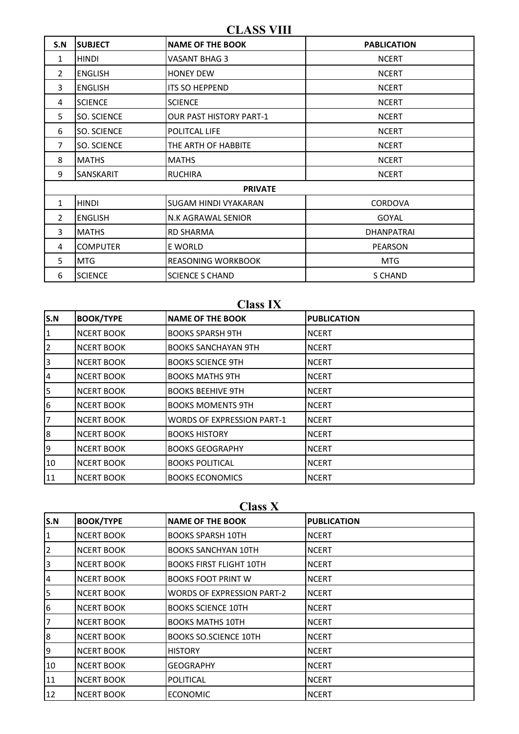## CLASS VIII

| S.N | SUBJECT | NAME OF THE BOOK | PABLICATION |
|---|---|---|---|
| 1 | HINDI | VASANT BHAG 3 | NCERT |
| 2 | ENGLISH | HONEY DEW | NCERT |
| 3 | ENGLISH | ITS SO HEPPEND | NCERT |
| 4 | SCIENCE | SCIENCE | NCERT |
| 5 | SO. SCIENCE | OUR PAST HISTORY PART-1 | NCERT |
| 6 | SO. SCIENCE | POLITCAL LIFE | NCERT |
| 7 | SO. SCIENCE | THE ARTH OF HABBITE | NCERT |
| 8 | MATHS | MATHS | NCERT |
| 9 | SANSKARIT | RUCHIRA | NCERT |
| | | **PRIVATE** | |
| 1 | HINDI | SUGAM HINDI VYAKARAN | CORDOVA |
| 2 | ENGLISH | N.K AGRAWAL SENIOR | GOYAL |
| 3 | MATHS | RD SHARMA | DHANPATRAI |
| 4 | COMPUTER | E WORLD | PEARSON |
| 5 | MTG | REASONING WORKBOOK | MTG |
| 6 | SCIENCE | SCIENCE S CHAND | S CHAND |

## Class IX

| S.N | BOOK/TYPE | NAME OF THE BOOK | PUBLICATION |
|---|---|---|---|
| 1 | NCERT BOOK | BOOKS SPARSH 9TH | NCERT |
| 2 | NCERT BOOK | BOOKS SANCHAYAN 9TH | NCERT |
| 3 | NCERT BOOK | BOOKS SCIENCE 9TH | NCERT |
| 4 | NCERT BOOK | BOOKS MATHS 9TH | NCERT |
| 5 | NCERT BOOK | BOOKS BEEHIVE 9TH | NCERT |
| 6 | NCERT BOOK | BOOKS MOMENTS 9TH | NCERT |
| 7 | NCERT BOOK | WORDS OF EXPRESSION PART-1 | NCERT |
| 8 | NCERT BOOK | BOOKS HISTORY | NCERT |
| 9 | NCERT BOOK | BOOKS GEOGRAPHY | NCERT |
| 10 | NCERT BOOK | BOOKS POLITICAL | NCERT |
| 11 | NCERT BOOK | BOOKS ECONOMICS | NCERT |

## Class X

| S.N | BOOK/TYPE | NAME OF THE BOOK | PUBLICATION |
|---|---|---|---|
| 1 | NCERT BOOK | BOOKS SPARSH 10TH | NCERT |
| 2 | NCERT BOOK | BOOKS SANCHYAN 10TH | NCERT |
| 3 | NCERT BOOK | BOOKS FIRST FLIGHT 10TH | NCERT |
| 4 | NCERT BOOK | BOOKS FOOT PRINT W | NCERT |
| 5 | NCERT BOOK | WORDS OF EXPRESSION PART-2 | NCERT |
| 6 | NCERT BOOK | BOOKS SCIENCE 10TH | NCERT |
| 7 | NCERT BOOK | BOOKS MATHS 10TH | NCERT |
| 8 | NCERT BOOK | BOOKS SO.SCIENCE 10TH | NCERT |
| 9 | NCERT BOOK | HISTORY | NCERT |
| 10 | NCERT BOOK | GEOGRAPHY | NCERT |
| 11 | NCERT BOOK | POLITICAL | NCERT |
| 12 | NCERT BOOK | ECONOMIC | NCERT |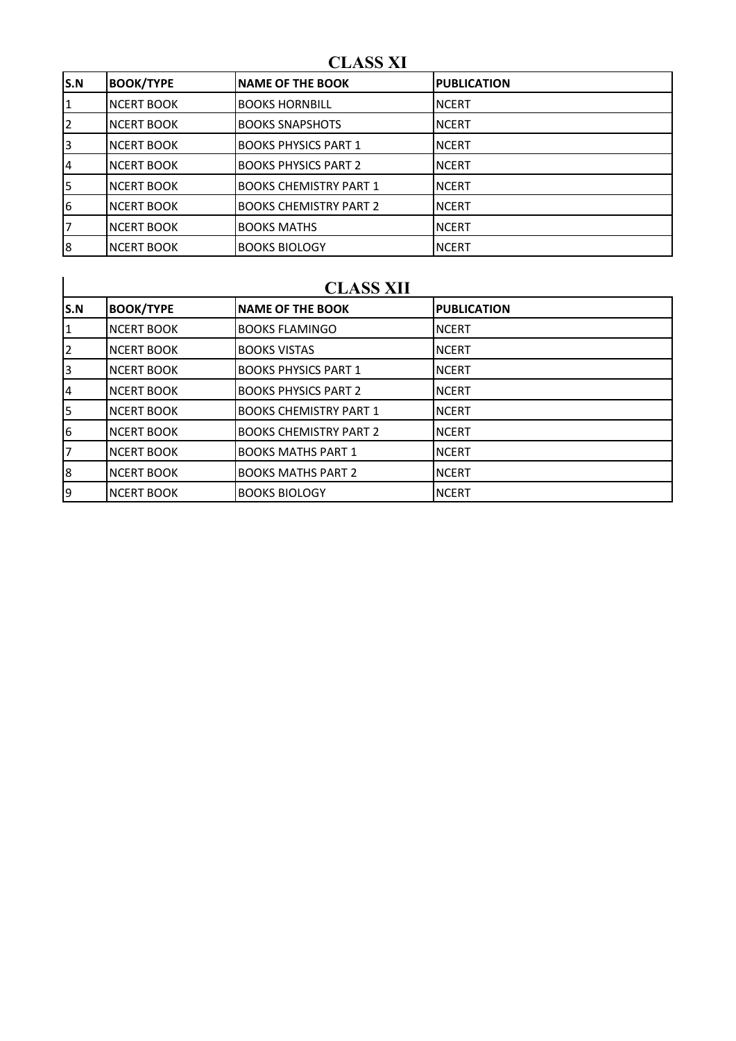## CLASS XI

| S.N | BOOK/TYPE | NAME OF THE BOOK | PUBLICATION |
|---|---|---|---|
| 1 | NCERT BOOK | BOOKS HORNBILL | NCERT |
| 2 | NCERT BOOK | BOOKS SNAPSHOTS | NCERT |
| 3 | NCERT BOOK | BOOKS PHYSICS PART 1 | NCERT |
| 4 | NCERT BOOK | BOOKS PHYSICS PART 2 | NCERT |
| 5 | NCERT BOOK | BOOKS CHEMISTRY PART 1 | NCERT |
| 6 | NCERT BOOK | BOOKS CHEMISTRY PART 2 | NCERT |
| 7 | NCERT BOOK | BOOKS MATHS | NCERT |
| 8 | NCERT BOOK | BOOKS BIOLOGY | NCERT |

## CLASS XII

| S.N | BOOK/TYPE | NAME OF THE BOOK | PUBLICATION |
|---|---|---|---|
| 1 | NCERT BOOK | BOOKS FLAMINGO | NCERT |
| 2 | NCERT BOOK | BOOKS VISTAS | NCERT |
| 3 | NCERT BOOK | BOOKS PHYSICS PART 1 | NCERT |
| 4 | NCERT BOOK | BOOKS PHYSICS PART 2 | NCERT |
| 5 | NCERT BOOK | BOOKS CHEMISTRY PART 1 | NCERT |
| 6 | NCERT BOOK | BOOKS CHEMISTRY PART 2 | NCERT |
| 7 | NCERT BOOK | BOOKS MATHS PART 1 | NCERT |
| 8 | NCERT BOOK | BOOKS MATHS PART 2 | NCERT |
| 9 | NCERT BOOK | BOOKS BIOLOGY | NCERT |